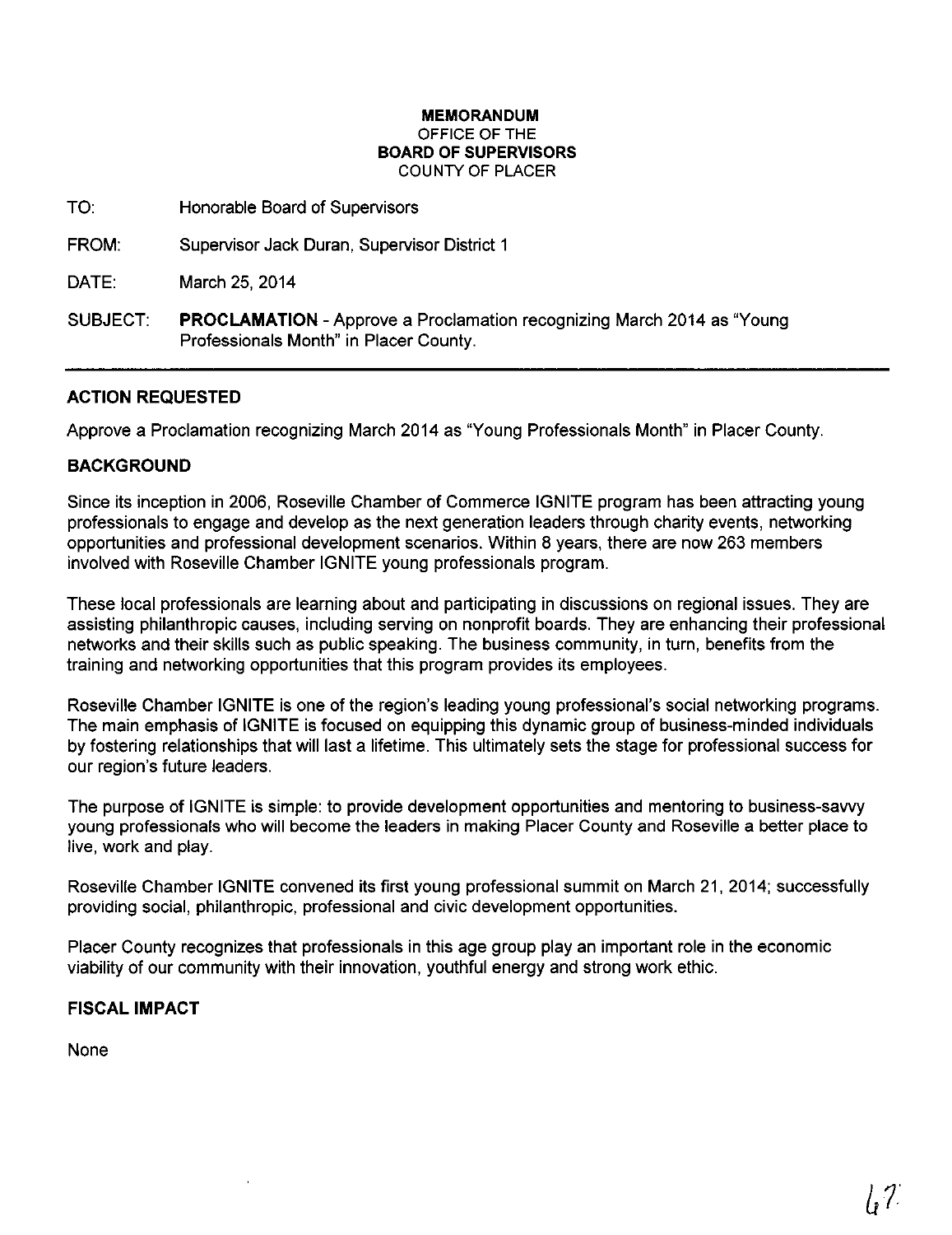**MEMORANDUM**
OFFICE OF THE
**BOARD OF SUPERVISORS**
COUNTY OF PLACER

TO: Honorable Board of Supervisors

FROM: Supervisor Jack Duran, Supervisor District 1

DATE: March 25, 2014

SUBJECT: **PROCLAMATION** - Approve a Proclamation recognizing March 2014 as "Young Professionals Month" in Placer County.

---

## ACTION REQUESTED

Approve a Proclamation recognizing March 2014 as "Young Professionals Month" in Placer County.

## BACKGROUND

Since its inception in 2006, Roseville Chamber of Commerce IGNITE program has been attracting young professionals to engage and develop as the next generation leaders through charity events, networking opportunities and professional development scenarios. Within 8 years, there are now 263 members involved with Roseville Chamber IGNITE young professionals program.

These local professionals are learning about and participating in discussions on regional issues. They are assisting philanthropic causes, including serving on nonprofit boards. They are enhancing their professional networks and their skills such as public speaking. The business community, in turn, benefits from the training and networking opportunities that this program provides its employees.

Roseville Chamber IGNITE is one of the region's leading young professional's social networking programs. The main emphasis of IGNITE is focused on equipping this dynamic group of business-minded individuals by fostering relationships that will last a lifetime. This ultimately sets the stage for professional success for our region's future leaders.

The purpose of IGNITE is simple: to provide development opportunities and mentoring to business-savvy young professionals who will become the leaders in making Placer County and Roseville a better place to live, work and play.

Roseville Chamber IGNITE convened its first young professional summit on March 21, 2014; successfully providing social, philanthropic, professional and civic development opportunities.

Placer County recognizes that professionals in this age group play an important role in the economic viability of our community with their innovation, youthful energy and strong work ethic.

## FISCAL IMPACT

None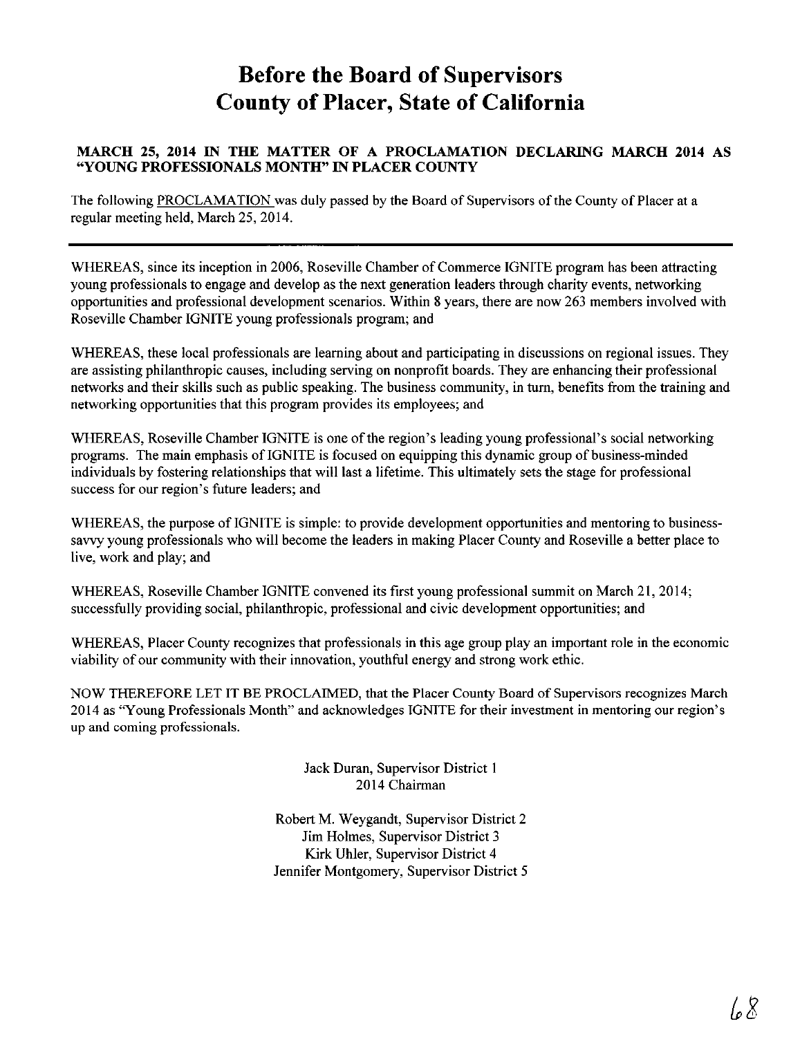# Before the Board of Supervisors
# County of Placer, State of California

**MARCH 25, 2014 IN THE MATTER OF A PROCLAMATION DECLARING MARCH 2014 AS "YOUNG PROFESSIONALS MONTH" IN PLACER COUNTY**

The following PROCLAMATION was duly passed by the Board of Supervisors of the County of Placer at a regular meeting held, March 25, 2014.

---

WHEREAS, since its inception in 2006, Roseville Chamber of Commerce IGNITE program has been attracting young professionals to engage and develop as the next generation leaders through charity events, networking opportunities and professional development scenarios. Within 8 years, there are now 263 members involved with Roseville Chamber IGNITE young professionals program; and

WHEREAS, these local professionals are learning about and participating in discussions on regional issues. They are assisting philanthropic causes, including serving on nonprofit boards. They are enhancing their professional networks and their skills such as public speaking. The business community, in turn, benefits from the training and networking opportunities that this program provides its employees; and

WHEREAS, Roseville Chamber IGNITE is one of the region's leading young professional's social networking programs. The main emphasis of IGNITE is focused on equipping this dynamic group of business-minded individuals by fostering relationships that will last a lifetime. This ultimately sets the stage for professional success for our region's future leaders; and

WHEREAS, the purpose of IGNITE is simple: to provide development opportunities and mentoring to business-savvy young professionals who will become the leaders in making Placer County and Roseville a better place to live, work and play; and

WHEREAS, Roseville Chamber IGNITE convened its first young professional summit on March 21, 2014; successfully providing social, philanthropic, professional and civic development opportunities; and

WHEREAS, Placer County recognizes that professionals in this age group play an important role in the economic viability of our community with their innovation, youthful energy and strong work ethic.

NOW THEREFORE LET IT BE PROCLAIMED, that the Placer County Board of Supervisors recognizes March 2014 as "Young Professionals Month" and acknowledges IGNITE for their investment in mentoring our region's up and coming professionals.

Jack Duran, Supervisor District 1
2014 Chairman

Robert M. Weygandt, Supervisor District 2
Jim Holmes, Supervisor District 3
Kirk Uhler, Supervisor District 4
Jennifer Montgomery, Supervisor District 5